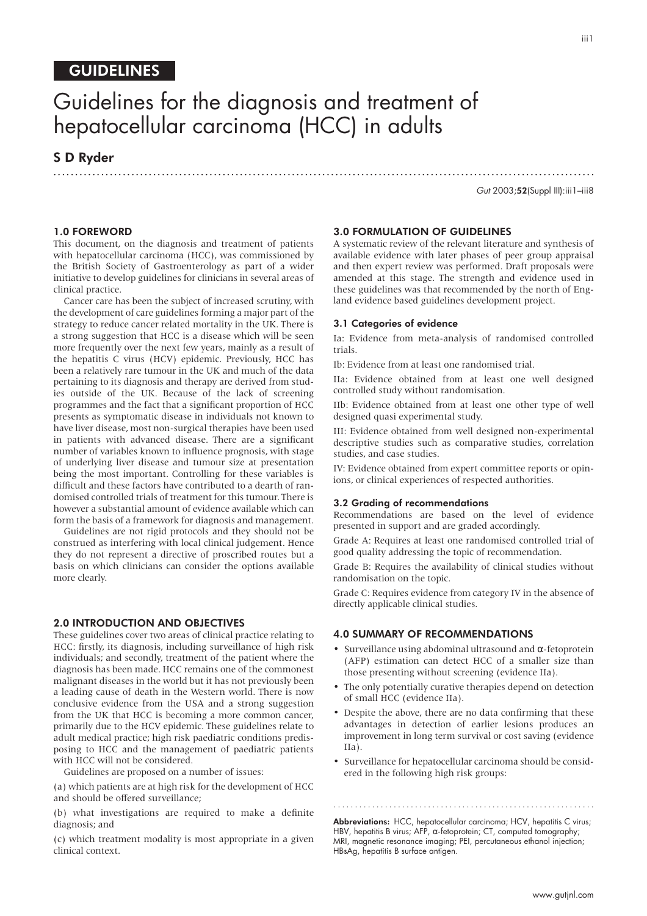GUIDELINES

# Guidelines for the diagnosis and treatment of hepatocellular carcinoma (HCC) in adults

**S D Ryder**

## 1.0 FOREWORD

This document, on the diagnosis and treatment of patients with hepatocellular carcinoma (HCC), was commissioned by the British Society of Gastroenterology as part of a wider initiative to develop guidelines for clinicians in several areas of clinical practice.

Cancer care has been the subject of increased scrutiny, with the development of care guidelines forming a major part of the strategy to reduce cancer related mortality in the UK. There is a strong suggestion that HCC is a disease which will be seen more frequently over the next few years, mainly as a result of the hepatitis C virus (HCV) epidemic. Previously, HCC has been a relatively rare tumour in the UK and much of the data pertaining to its diagnosis and therapy are derived from studies outside of the UK. Because of the lack of screening programmes and the fact that a significant proportion of HCC presents as symptomatic disease in individuals not known to have liver disease, most non-surgical therapies have been used in patients with advanced disease. There are a significant number of variables known to influence prognosis, with stage of underlying liver disease and tumour size at presentation being the most important. Controlling for these variables is difficult and these factors have contributed to a dearth of randomised controlled trials of treatment for this tumour. There is however a substantial amount of evidence available which can form the basis of a framework for diagnosis and management.

Guidelines are not rigid protocols and they should not be construed as interfering with local clinical judgement. Hence they do not represent a directive of proscribed routes but a basis on which clinicians can consider the options available more clearly.

## 2.0 INTRODUCTION AND OBJECTIVES

These guidelines cover two areas of clinical practice relating to HCC: firstly, its diagnosis, including surveillance of high risk individuals; and secondly, treatment of the patient where the diagnosis has been made. HCC remains one of the commonest malignant diseases in the world but it has not previously been a leading cause of death in the Western world. There is now conclusive evidence from the USA and a strong suggestion from the UK that HCC is becoming a more common cancer, primarily due to the HCV epidemic. These guidelines relate to adult medical practice; high risk paediatric conditions predisposing to HCC and the management of paediatric patients with HCC will not be considered.

Guidelines are proposed on a number of issues:

(a) which patients are at high risk for the development of HCC and should be offered surveillance;

(b) what investigations are required to make a definite diagnosis; and

(c) which treatment modality is most appropriate in a given clinical context.

## 3.0 FORMULATION OF GUIDELINES

A systematic review of the relevant literature and synthesis of available evidence with later phases of peer group appraisal and then expert review was performed. Draft proposals were amended at this stage. The strength and evidence used in these guidelines was that recommended by the north of England evidence based guidelines development project.

### 3.1 Categories of evidence

Ia: Evidence from meta-analysis of randomised controlled trials.

Ib: Evidence from at least one randomised trial.

IIa: Evidence obtained from at least one well designed controlled study without randomisation.

IIb: Evidence obtained from at least one other type of well designed quasi experimental study.

III: Evidence obtained from well designed non-experimental descriptive studies such as comparative studies, correlation studies, and case studies.

IV: Evidence obtained from expert committee reports or opinions, or clinical experiences of respected authorities.

### 3.2 Grading of recommendations

Recommendations are based on the level of evidence presented in support and are graded accordingly.

Grade A: Requires at least one randomised controlled trial of good quality addressing the topic of recommendation.

Grade B: Requires the availability of clinical studies without randomisation on the topic.

Grade C: Requires evidence from category IV in the absence of directly applicable clinical studies.

## 4.0 SUMMARY OF RECOMMENDATIONS

- Surveillance using abdominal ultrasound and α-fetoprotein (AFP) estimation can detect HCC of a smaller size than those presenting without screening (evidence IIa).
- The only potentially curative therapies depend on detection of small HCC (evidence IIa).
- Despite the above, there are no data confirming that these advantages in detection of earlier lesions produces an improvement in long term survival or cost saving (evidence IIa).
- Surveillance for hepatocellular carcinoma should be considered in the following high risk groups:

**Abbreviations:** HCC, hepatocellular carcinoma; HCV, hepatitis C virus; HBV, hepatitis B virus; AFP, α-fetoprotein; CT, computed tomography; MRI, magnetic resonance imaging; PEI, percutaneous ethanol injection; HBsAg, hepatitis B surface antigen.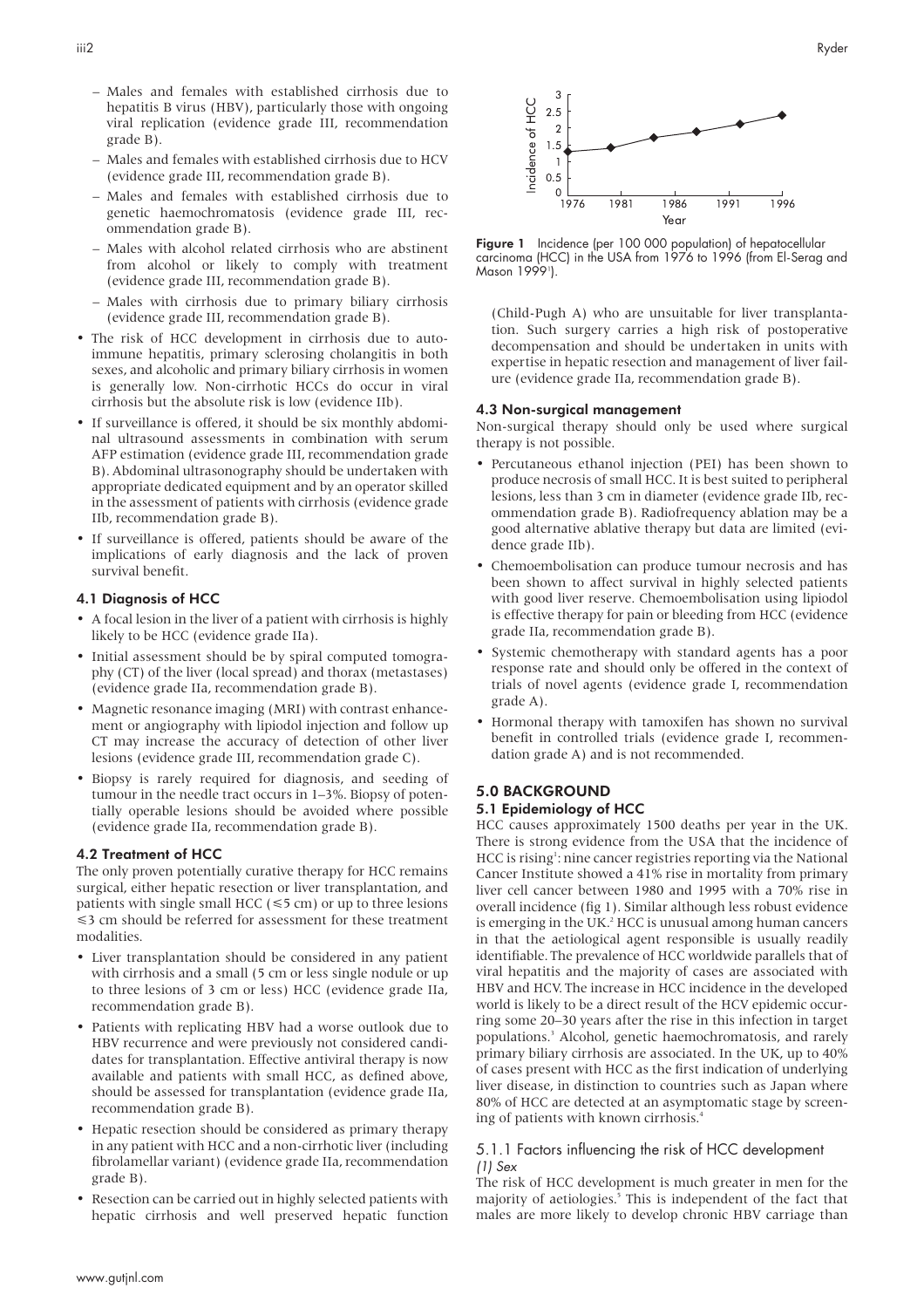- Males and females with established cirrhosis due to hepatitis B virus (HBV), particularly those with ongoing viral replication (evidence grade III, recommendation grade B).
- Males and females with established cirrhosis due to HCV (evidence grade III, recommendation grade B).
- Males and females with established cirrhosis due to genetic haemochromatosis (evidence grade III, recommendation grade B).
- Males with alcohol related cirrhosis who are abstinent from alcohol or likely to comply with treatment (evidence grade III, recommendation grade B).
- Males with cirrhosis due to primary biliary cirrhosis (evidence grade III, recommendation grade B).

- The risk of HCC development in cirrhosis due to autoimmune hepatitis, primary sclerosing cholangitis in both sexes, and alcoholic and primary biliary cirrhosis in women is generally low. Non-cirrhotic HCCs do occur in viral cirrhosis but the absolute risk is low (evidence IIb).
- If surveillance is offered, it should be six monthly abdominal ultrasound assessments in combination with serum AFP estimation (evidence grade III, recommendation grade B). Abdominal ultrasonography should be undertaken with appropriate dedicated equipment and by an operator skilled in the assessment of patients with cirrhosis (evidence grade IIb, recommendation grade B).
- If surveillance is offered, patients should be aware of the implications of early diagnosis and the lack of proven survival benefit.

### 4.1 Diagnosis of HCC

- A focal lesion in the liver of a patient with cirrhosis is highly likely to be HCC (evidence grade IIa).
- Initial assessment should be by spiral computed tomography (CT) of the liver (local spread) and thorax (metastases) (evidence grade IIa, recommendation grade B).
- Magnetic resonance imaging (MRI) with contrast enhancement or angiography with lipiodol injection and follow up CT may increase the accuracy of detection of other liver lesions (evidence grade III, recommendation grade C).
- Biopsy is rarely required for diagnosis, and seeding of tumour in the needle tract occurs in 1–3%. Biopsy of potentially operable lesions should be avoided where possible (evidence grade IIa, recommendation grade B).

### 4.2 Treatment of HCC

The only proven potentially curative therapy for HCC remains surgical, either hepatic resection or liver transplantation, and patients with single small HCC (≤5 cm) or up to three lesions ≤3 cm should be referred for assessment for these treatment modalities.

- Liver transplantation should be considered in any patient with cirrhosis and a small (5 cm or less single nodule or up to three lesions of 3 cm or less) HCC (evidence grade IIa, recommendation grade B).
- Patients with replicating HBV had a worse outlook due to HBV recurrence and were previously not considered candidates for transplantation. Effective antiviral therapy is now available and patients with small HCC, as defined above, should be assessed for transplantation (evidence grade IIa, recommendation grade B).
- Hepatic resection should be considered as primary therapy in any patient with HCC and a non-cirrhotic liver (including fibrolamellar variant) (evidence grade IIa, recommendation grade B).
- Resection can be carried out in highly selected patients with hepatic cirrhosis and well preserved hepatic function (Child-Pugh A) who are unsuitable for liver transplantation. Such surgery carries a high risk of postoperative decompensation and should be undertaken in units with expertise in hepatic resection and management of liver failure (evidence grade IIa, recommendation grade B).

### 4.3 Non-surgical management

Non-surgical therapy should only be used where surgical therapy is not possible.

- Percutaneous ethanol injection (PEI) has been shown to produce necrosis of small HCC. It is best suited to peripheral lesions, less than 3 cm in diameter (evidence grade IIb, recommendation grade B). Radiofrequency ablation may be a good alternative ablative therapy but data are limited (evidence grade IIb).
- Chemoembolisation can produce tumour necrosis and has been shown to affect survival in highly selected patients with good liver reserve. Chemoembolisation using lipiodol is effective therapy for pain or bleeding from HCC (evidence grade IIa, recommendation grade B).
- Systemic chemotherapy with standard agents has a poor response rate and should only be offered in the context of trials of novel agents (evidence grade I, recommendation grade A).
- Hormonal therapy with tamoxifen has shown no survival benefit in controlled trials (evidence grade I, recommendation grade A) and is not recommended.

Figure 1 Incidence (per 100 000 population) of hepatocellular carcinoma (HCC) in the USA from 1976 to 1996 (from El-Serag and Mason 1999[1]).

## 5.0 BACKGROUND

### 5.1 Epidemiology of HCC

HCC causes approximately 1500 deaths per year in the UK. There is strong evidence from the USA that the incidence of HCC is rising[1]: nine cancer registries reporting via the National Cancer Institute showed a 41% rise in mortality from primary liver cell cancer between 1980 and 1995 with a 70% rise in overall incidence (fig 1). Similar although less robust evidence is emerging in the UK.[2] HCC is unusual among human cancers in that the aetiological agent responsible is usually readily identifiable. The prevalence of HCC worldwide parallels that of viral hepatitis and the majority of cases are associated with HBV and HCV. The increase in HCC incidence in the developed world is likely to be a direct result of the HCV epidemic occurring some 20–30 years after the rise in this infection in target populations.[3] Alcohol, genetic haemochromatosis, and rarely primary biliary cirrhosis are associated. In the UK, up to 40% of cases present with HCC as the first indication of underlying liver disease, in distinction to countries such as Japan where 80% of HCC are detected at an asymptomatic stage by screening of patients with known cirrhosis.[4]

#### 5.1.1 Factors influencing the risk of HCC development

*(1) Sex*

The risk of HCC development is much greater in men for the majority of aetiologies.[5] This is independent of the fact that males are more likely to develop chronic HBV carriage than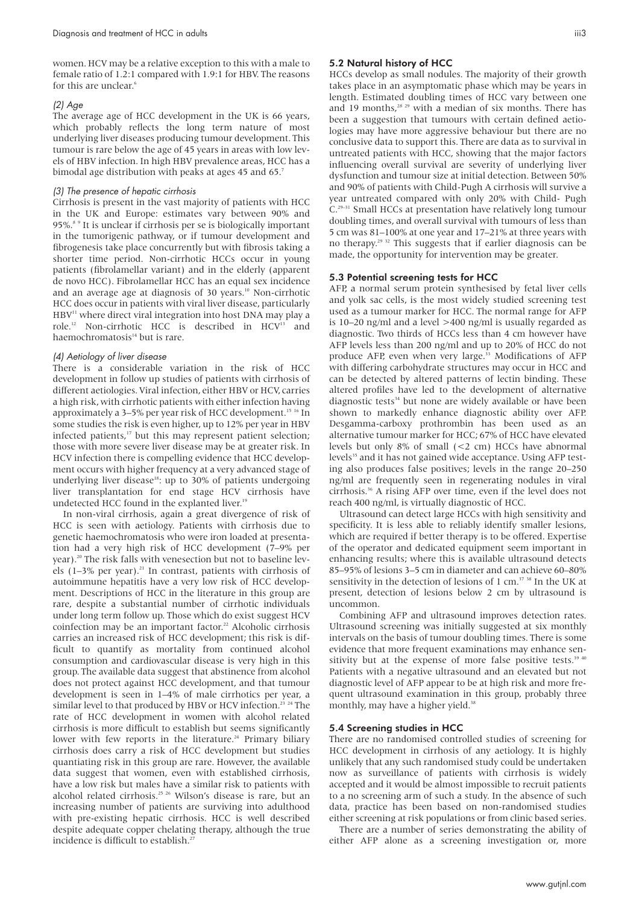women. HCV may be a relative exception to this with a male to female ratio of 1.2:1 compared with 1.9:1 for HBV. The reasons for this are unclear.[6]

*(2) Age*

The average age of HCC development in the UK is 66 years, which probably reflects the long term nature of most underlying liver diseases producing tumour development. This tumour is rare below the age of 45 years in areas with low levels of HBV infection. In high HBV prevalence areas, HCC has a bimodal age distribution with peaks at ages 45 and 65.[7]

*(3) The presence of hepatic cirrhosis*

Cirrhosis is present in the vast majority of patients with HCC in the UK and Europe: estimates vary between 90% and 95%.[8,9] It is unclear if cirrhosis per se is biologically important in the tumorigenic pathway, or if tumour development and fibrogenesis take place concurrently but with fibrosis taking a shorter time period. Non-cirrhotic HCCs occur in young patients (fibrolamellar variant) and in the elderly (apparent de novo HCC). Fibrolamellar HCC has an equal sex incidence and an average age at diagnosis of 30 years.[10] Non-cirrhotic HCC does occur in patients with viral liver disease, particularly HBV[11] where direct viral integration into host DNA may play a role.[12] Non-cirrhotic HCC is described in HCV[13] and haemochromatosis[14] but is rare.

*(4) Aetiology of liver disease*

There is a considerable variation in the risk of HCC development in follow up studies of patients with cirrhosis of different aetiologies. Viral infection, either HBV or HCV, carries a high risk, with cirrhotic patients with either infection having approximately a 3–5% per year risk of HCC development.[15,16] In some studies the risk is even higher, up to 12% per year in HBV infected patients,[17] but this may represent patient selection; those with more severe liver disease may be at greater risk. In HCV infection there is compelling evidence that HCC development occurs with higher frequency at a very advanced stage of underlying liver disease[18]: up to 30% of patients undergoing liver transplantation for end stage HCV cirrhosis have undetected HCC found in the explanted liver.[19]

In non-viral cirrhosis, again a great divergence of risk of HCC is seen with aetiology. Patients with cirrhosis due to genetic haemochromatosis who were iron loaded at presentation had a very high risk of HCC development (7–9% per year).[20] The risk falls with venesection but not to baseline levels (1–3% per year).[21] In contrast, patients with cirrhosis of autoimmune hepatitis have a very low risk of HCC development. Descriptions of HCC in the literature in this group are rare, despite a substantial number of cirrhotic individuals under long term follow up. Those which do exist suggest HCV coinfection may be an important factor.[22] Alcoholic cirrhosis carries an increased risk of HCC development; this risk is difficult to quantify as mortality from continued alcohol consumption and cardiovascular disease is very high in this group. The available data suggest that abstinence from alcohol does not protect against HCC development, and that tumour development is seen in 1–4% of male cirrhotics per year, a similar level to that produced by HBV or HCV infection.[23,24] The rate of HCC development in women with alcohol related cirrhosis is more difficult to establish but seems significantly lower with few reports in the literature.[24] Primary biliary cirrhosis does carry a risk of HCC development but studies quantiating risk in this group are rare. However, the available data suggest that women, even with established cirrhosis, have a low risk but males have a similar risk to patients with alcohol related cirrhosis.[25,26] Wilson's disease is rare, but an increasing number of patients are surviving into adulthood with pre-existing hepatic cirrhosis. HCC is well described despite adequate copper chelating therapy, although the true incidence is difficult to establish.[27]

### 5.2 Natural history of HCC

HCCs develop as small nodules. The majority of their growth takes place in an asymptomatic phase which may be years in length. Estimated doubling times of HCC vary between one and 19 months,[28,29] with a median of six months. There has been a suggestion that tumours with certain defined aetiologies may have more aggressive behaviour but there are no conclusive data to support this. There are data as to survival in untreated patients with HCC, showing that the major factors influencing overall survival are severity of underlying liver dysfunction and tumour size at initial detection. Between 50% and 90% of patients with Child-Pugh A cirrhosis will survive a year untreated compared with only 20% with Child- Pugh C.[29–31] Small HCCs at presentation have relatively long tumour doubling times, and overall survival with tumours of less than 5 cm was 81–100% at one year and 17–21% at three years with no therapy.[29,32] This suggests that if earlier diagnosis can be made, the opportunity for intervention may be greater.

### 5.3 Potential screening tests for HCC

AFP, a normal serum protein synthesised by fetal liver cells and yolk sac cells, is the most widely studied screening test used as a tumour marker for HCC. The normal range for AFP is 10–20 ng/ml and a level >400 ng/ml is usually regarded as diagnostic. Two thirds of HCCs less than 4 cm however have AFP levels less than 200 ng/ml and up to 20% of HCC do not produce AFP, even when very large.[33] Modifications of AFP with differing carbohydrate structures may occur in HCC and can be detected by altered patterns of lectin binding. These altered profiles have led to the development of alternative diagnostic tests[34] but none are widely available or have been shown to markedly enhance diagnostic ability over AFP. Desgamma-carboxy prothrombin has been used as an alternative tumour marker for HCC; 67% of HCC have elevated levels but only 8% of small (<2 cm) HCCs have abnormal levels[35] and it has not gained wide acceptance. Using AFP testing also produces false positives; levels in the range 20–250 ng/ml are frequently seen in regenerating nodules in viral cirrhosis.[36] A rising AFP over time, even if the level does not reach 400 ng/ml, is virtually diagnostic of HCC.

Ultrasound can detect large HCCs with high sensitivity and specificity. It is less able to reliably identify smaller lesions, which are required if better therapy is to be offered. Expertise of the operator and dedicated equipment seem important in enhancing results; where this is available ultrasound detects 85–95% of lesions 3–5 cm in diameter and can achieve 60–80% sensitivity in the detection of lesions of 1 cm.[37,38] In the UK at present, detection of lesions below 2 cm by ultrasound is uncommon.

Combining AFP and ultrasound improves detection rates. Ultrasound screening was initially suggested at six monthly intervals on the basis of tumour doubling times. There is some evidence that more frequent examinations may enhance sensitivity but at the expense of more false positive tests.[39,40] Patients with a negative ultrasound and an elevated but not diagnostic level of AFP appear to be at high risk and more frequent ultrasound examination in this group, probably three monthly, may have a higher yield.[38]

### 5.4 Screening studies in HCC

There are no randomised controlled studies of screening for HCC development in cirrhosis of any aetiology. It is highly unlikely that any such randomised study could be undertaken now as surveillance of patients with cirrhosis is widely accepted and it would be almost impossible to recruit patients to a no screening arm of such a study. In the absence of such data, practice has been based on non-randomised studies either screening at risk populations or from clinic based series.

There are a number of series demonstrating the ability of either AFP alone as a screening investigation or, more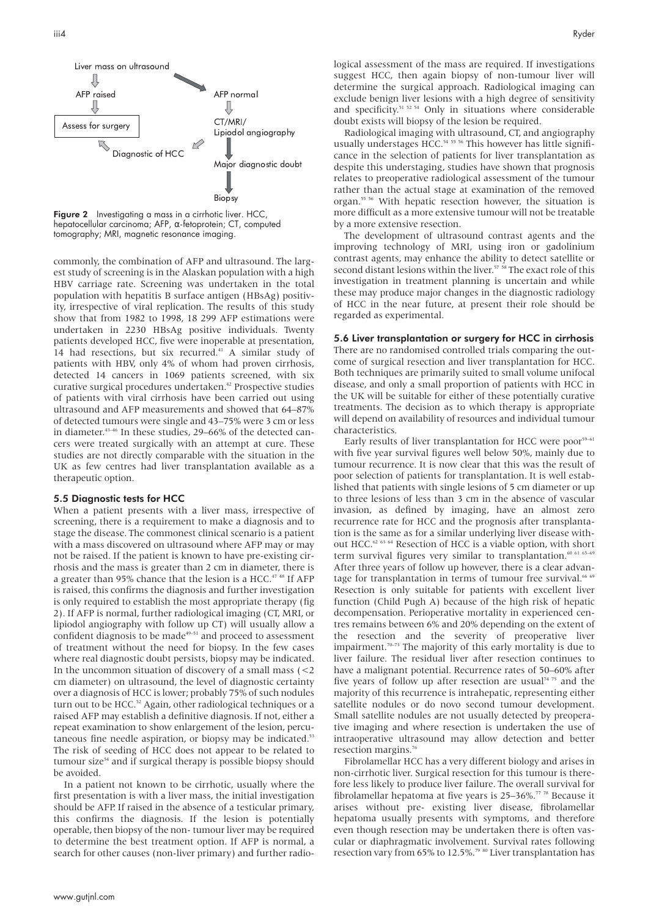Liver mass on ultrasound → AFP raised → Assess for surgery

Liver mass on ultrasound → AFP normal → CT/MRI/Lipiodol angiography → Diagnostic of HCC → Assess for surgery

CT/MRI/Lipiodol angiography → Major diagnostic doubt → Biopsy

**Figure 2** Investigating a mass in a cirrhotic liver. HCC, hepatocellular carcinoma; AFP, α-fetoprotein; CT, computed tomography; MRI, magnetic resonance imaging.

commonly, the combination of AFP and ultrasound. The largest study of screening is in the Alaskan population with a high HBV carriage rate. Screening was undertaken in the total population with hepatitis B surface antigen (HBsAg) positivity, irrespective of viral replication. The results of this study show that from 1982 to 1998, 18 299 AFP estimations were undertaken in 2230 HBsAg positive individuals. Twenty patients developed HCC, five were inoperable at presentation, 14 had resections, but six recurred.[41] A similar study of patients with HBV, only 4% of whom had proven cirrhosis, detected 14 cancers in 1069 patients screened, with six curative surgical procedures undertaken.[42] Prospective studies of patients with viral cirrhosis have been carried out using ultrasound and AFP measurements and showed that 64–87% of detected tumours were single and 43–75% were 3 cm or less in diameter.[43–46] In these studies, 29–66% of the detected cancers were treated surgically with an attempt at cure. These studies are not directly comparable with the situation in the UK as few centres had liver transplantation available as a therapeutic option.

### 5.5 Diagnostic tests for HCC

When a patient presents with a liver mass, irrespective of screening, there is a requirement to make a diagnosis and to stage the disease. The commonest clinical scenario is a patient with a mass discovered on ultrasound where AFP may or may not be raised. If the patient is known to have pre-existing cirrhosis and the mass is greater than 2 cm in diameter, there is a greater than 95% chance that the lesion is a HCC.[47 48] If AFP is raised, this confirms the diagnosis and further investigation is only required to establish the most appropriate therapy (fig 2). If AFP is normal, further radiological imaging (CT, MRI, or lipiodol angiography with follow up CT) will usually allow a confident diagnosis to be made[49–51] and proceed to assessment of treatment without the need for biopsy. In the few cases where real diagnostic doubt persists, biopsy may be indicated. In the uncommon situation of discovery of a small mass (<2 cm diameter) on ultrasound, the level of diagnostic certainty over a diagnosis of HCC is lower; probably 75% of such nodules turn out to be HCC.[52] Again, other radiological techniques or a raised AFP may establish a definitive diagnosis. If not, either a repeat examination to show enlargement of the lesion, percutaneous fine needle aspiration, or biopsy may be indicated.[53] The risk of seeding of HCC does not appear to be related to tumour size[54] and if surgical therapy is possible biopsy should be avoided.

In a patient not known to be cirrhotic, usually where the first presentation is with a liver mass, the initial investigation should be AFP. If raised in the absence of a testicular primary, this confirms the diagnosis. If the lesion is potentially operable, then biopsy of the non- tumour liver may be required to determine the best treatment option. If AFP is normal, a search for other causes (non-liver primary) and further radiological assessment of the mass are required. If investigations suggest HCC, then again biopsy of non-tumour liver will determine the surgical approach. Radiological imaging can exclude benign liver lesions with a high degree of sensitivity and specificity.[51 52 54] Only in situations where considerable doubt exists will biopsy of the lesion be required.

Radiological imaging with ultrasound, CT, and angiography usually understages HCC.[54 55 56] This however has little significance in the selection of patients for liver transplantation as despite this understaging, studies have shown that prognosis relates to preoperative radiological assessment of the tumour rather than the actual stage at examination of the removed organ.[55 56] With hepatic resection however, the situation is more difficult as a more extensive tumour will not be treatable by a more extensive resection.

The development of ultrasound contrast agents and the improving technology of MRI, using iron or gadolinium contrast agents, may enhance the ability to detect satellite or second distant lesions within the liver.[57 58] The exact role of this investigation in treatment planning is uncertain and while these may produce major changes in the diagnostic radiology of HCC in the near future, at present their role should be regarded as experimental.

### 5.6 Liver transplantation or surgery for HCC in cirrhosis

There are no randomised controlled trials comparing the outcome of surgical resection and liver transplantation for HCC. Both techniques are primarily suited to small volume unifocal disease, and only a small proportion of patients with HCC in the UK will be suitable for either of these potentially curative treatments. The decision as to which therapy is appropriate will depend on availability of resources and individual tumour characteristics.

Early results of liver transplantation for HCC were poor[59–61] with five year survival figures well below 50%, mainly due to tumour recurrence. It is now clear that this was the result of poor selection of patients for transplantation. It is well established that patients with single lesions of 5 cm diameter or up to three lesions of less than 3 cm in the absence of vascular invasion, as defined by imaging, have an almost zero recurrence rate for HCC and the prognosis after transplantation is the same as for a similar underlying liver disease without HCC.[62 63 64] Resection of HCC is a viable option, with short term survival figures very similar to transplantation.[60 61 65–69] After three years of follow up however, there is a clear advantage for transplantation in terms of tumour free survival.[66 69] Resection is only suitable for patients with excellent liver function (Child Pugh A) because of the high risk of hepatic decompensation. Perioperative mortality in experienced centres remains between 6% and 20% depending on the extent of the resection and the severity of preoperative liver impairment.[70–73] The majority of this early mortality is due to liver failure. The residual liver after resection continues to have a malignant potential. Recurrence rates of 50–60% after five years of follow up after resection are usual[74 75] and the majority of this recurrence is intrahepatic, representing either satellite nodules or do novo second tumour development. Small satellite nodules are not usually detected by preoperative imaging and where resection is undertaken the use of intraoperative ultrasound may allow detection and better resection margins.[76]

Fibrolamellar HCC has a very different biology and arises in non-cirrhotic liver. Surgical resection for this tumour is therefore less likely to produce liver failure. The overall survival for fibrolamellar hepatoma at five years is 25–36%.[77 78] Because it arises without pre- existing liver disease, fibrolamellar hepatoma usually presents with symptoms, and therefore even though resection may be undertaken there is often vascular or diaphragmatic involvement. Survival rates following resection vary from 65% to 12.5%.[79 80] Liver transplantation has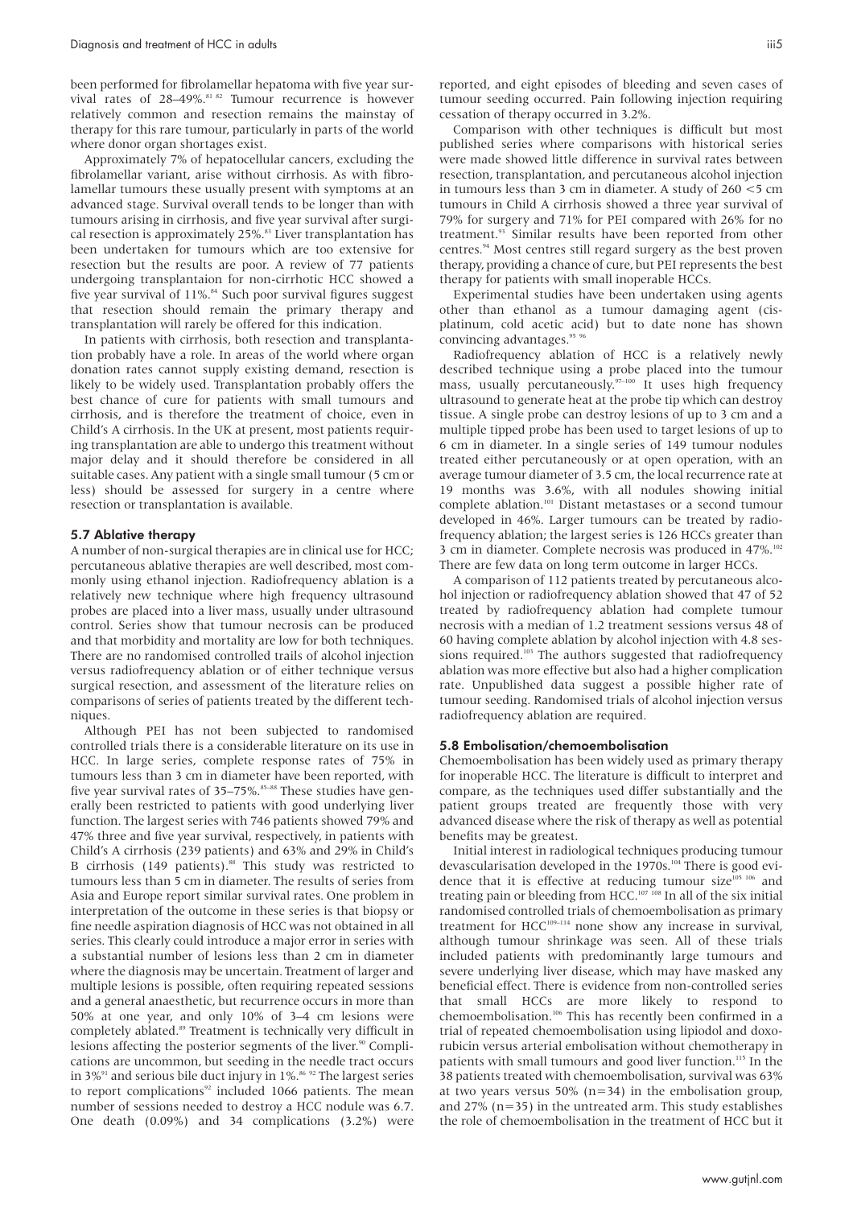been performed for fibrolamellar hepatoma with five year survival rates of 28–49%.[81 82] Tumour recurrence is however relatively common and resection remains the mainstay of therapy for this rare tumour, particularly in parts of the world where donor organ shortages exist.

Approximately 7% of hepatocellular cancers, excluding the fibrolamellar variant, arise without cirrhosis. As with fibrolamellar tumours these usually present with symptoms at an advanced stage. Survival overall tends to be longer than with tumours arising in cirrhosis, and five year survival after surgical resection is approximately 25%.[83] Liver transplantation has been undertaken for tumours which are too extensive for resection but the results are poor. A review of 77 patients undergoing transplantaion for non-cirrhotic HCC showed a five year survival of 11%.[84] Such poor survival figures suggest that resection should remain the primary therapy and transplantation will rarely be offered for this indication.

In patients with cirrhosis, both resection and transplantation probably have a role. In areas of the world where organ donation rates cannot supply existing demand, resection is likely to be widely used. Transplantation probably offers the best chance of cure for patients with small tumours and cirrhosis, and is therefore the treatment of choice, even in Child's A cirrhosis. In the UK at present, most patients requiring transplantation are able to undergo this treatment without major delay and it should therefore be considered in all suitable cases. Any patient with a single small tumour (5 cm or less) should be assessed for surgery in a centre where resection or transplantation is available.

### 5.7 Ablative therapy

A number of non-surgical therapies are in clinical use for HCC; percutaneous ablative therapies are well described, most commonly using ethanol injection. Radiofrequency ablation is a relatively new technique where high frequency ultrasound probes are placed into a liver mass, usually under ultrasound control. Series show that tumour necrosis can be produced and that morbidity and mortality are low for both techniques. There are no randomised controlled trails of alcohol injection versus radiofrequency ablation or of either technique versus surgical resection, and assessment of the literature relies on comparisons of series of patients treated by the different techniques.

Although PEI has not been subjected to randomised controlled trials there is a considerable literature on its use in HCC. In large series, complete response rates of 75% in tumours less than 3 cm in diameter have been reported, with five year survival rates of 35–75%.[85–88] These studies have generally been restricted to patients with good underlying liver function. The largest series with 746 patients showed 79% and 47% three and five year survival, respectively, in patients with Child's A cirrhosis (239 patients) and 63% and 29% in Child's B cirrhosis (149 patients).[88] This study was restricted to tumours less than 5 cm in diameter. The results of series from Asia and Europe report similar survival rates. One problem in interpretation of the outcome in these series is that biopsy or fine needle aspiration diagnosis of HCC was not obtained in all series. This clearly could introduce a major error in series with a substantial number of lesions less than 2 cm in diameter where the diagnosis may be uncertain. Treatment of larger and multiple lesions is possible, often requiring repeated sessions and a general anaesthetic, but recurrence occurs in more than 50% at one year, and only 10% of 3–4 cm lesions were completely ablated.[89] Treatment is technically very difficult in lesions affecting the posterior segments of the liver.[90] Complications are uncommon, but seeding in the needle tract occurs in 3%[91] and serious bile duct injury in 1%.[86 92] The largest series to report complications[92] included 1066 patients. The mean number of sessions needed to destroy a HCC nodule was 6.7. One death (0.09%) and 34 complications (3.2%) were reported, and eight episodes of bleeding and seven cases of tumour seeding occurred. Pain following injection requiring cessation of therapy occurred in 3.2%.

Comparison with other techniques is difficult but most published series where comparisons with historical series were made showed little difference in survival rates between resection, transplantation, and percutaneous alcohol injection in tumours less than 3 cm in diameter. A study of 260 <5 cm tumours in Child A cirrhosis showed a three year survival of 79% for surgery and 71% for PEI compared with 26% for no treatment.[93] Similar results have been reported from other centres.[94] Most centres still regard surgery as the best proven therapy, providing a chance of cure, but PEI represents the best therapy for patients with small inoperable HCCs.

Experimental studies have been undertaken using agents other than ethanol as a tumour damaging agent (cisplatinum, cold acetic acid) but to date none has shown convincing advantages.[95 96]

Radiofrequency ablation of HCC is a relatively newly described technique using a probe placed into the tumour mass, usually percutaneously.[97–100] It uses high frequency ultrasound to generate heat at the probe tip which can destroy tissue. A single probe can destroy lesions of up to 3 cm and a multiple tipped probe has been used to target lesions of up to 6 cm in diameter. In a single series of 149 tumour nodules treated either percutaneously or at open operation, with an average tumour diameter of 3.5 cm, the local recurrence rate at 19 months was 3.6%, with all nodules showing initial complete ablation.[101] Distant metastases or a second tumour developed in 46%. Larger tumours can be treated by radiofrequency ablation; the largest series is 126 HCCs greater than 3 cm in diameter. Complete necrosis was produced in 47%.[102] There are few data on long term outcome in larger HCCs.

A comparison of 112 patients treated by percutaneous alcohol injection or radiofrequency ablation showed that 47 of 52 treated by radiofrequency ablation had complete tumour necrosis with a median of 1.2 treatment sessions versus 48 of 60 having complete ablation by alcohol injection with 4.8 sessions required.[103] The authors suggested that radiofrequency ablation was more effective but also had a higher complication rate. Unpublished data suggest a possible higher rate of tumour seeding. Randomised trials of alcohol injection versus radiofrequency ablation are required.

### 5.8 Embolisation/chemoembolisation

Chemoembolisation has been widely used as primary therapy for inoperable HCC. The literature is difficult to interpret and compare, as the techniques used differ substantially and the patient groups treated are frequently those with very advanced disease where the risk of therapy as well as potential benefits may be greatest.

Initial interest in radiological techniques producing tumour devascularisation developed in the 1970s.[104] There is good evidence that it is effective at reducing tumour size[105 106] and treating pain or bleeding from HCC.[107 108] In all of the six initial randomised controlled trials of chemoembolisation as primary treatment for HCC[109–114] none show any increase in survival, although tumour shrinkage was seen. All of these trials included patients with predominantly large tumours and severe underlying liver disease, which may have masked any beneficial effect. There is evidence from non-controlled series that small HCCs are more likely to respond to chemoembolisation.[106] This has recently been confirmed in a trial of repeated chemoembolisation using lipiodol and doxorubicin versus arterial embolisation without chemotherapy in patients with small tumours and good liver function.[115] In the 38 patients treated with chemoembolisation, survival was 63% at two years versus 50% (n=34) in the embolisation group, and 27% (n=35) in the untreated arm. This study establishes the role of chemoembolisation in the treatment of HCC but it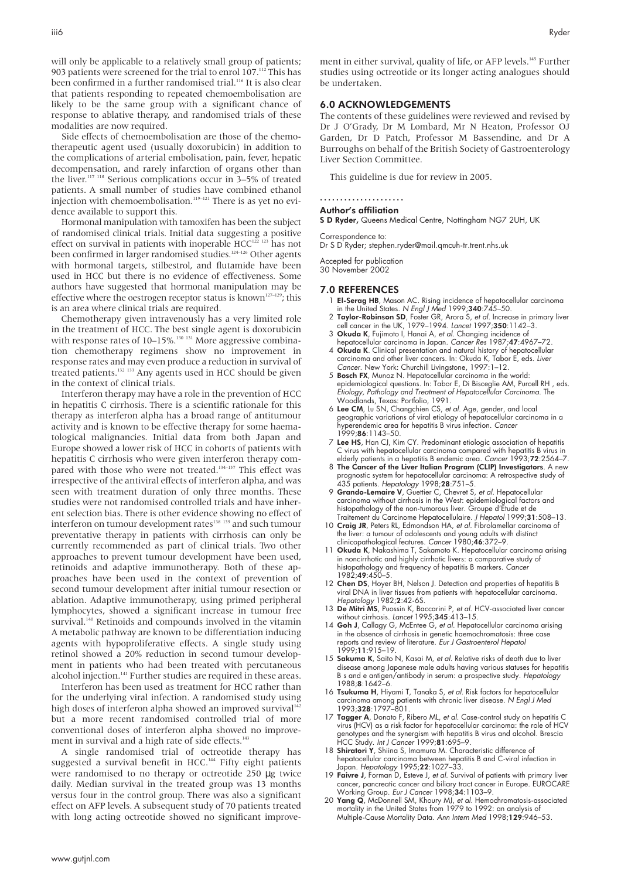will only be applicable to a relatively small group of patients; 903 patients were screened for the trial to enrol 107.[112] This has been confirmed in a further randomised trial.[116] It is also clear that patients responding to repeated chemoembolisation are likely to be the same group with a significant chance of response to ablative therapy, and randomised trials of these modalities are now required.

Side effects of chemoembolisation are those of the chemotherapeutic agent used (usually doxorubicin) in addition to the complications of arterial embolisation, pain, fever, hepatic decompensation, and rarely infarction of organs other than the liver.[117 118] Serious complications occur in 3–5% of treated patients. A small number of studies have combined ethanol injection with chemoembolisation.[119–121] There is as yet no evidence available to support this.

Hormonal manipulation with tamoxifen has been the subject of randomised clinical trials. Initial data suggesting a positive effect on survival in patients with inoperable HCC[122 123] has not been confirmed in larger randomised studies.[124–126] Other agents with hormonal targets, stilbestrol, and flutamide have been used in HCC but there is no evidence of effectiveness. Some authors have suggested that hormonal manipulation may be effective where the oestrogen receptor status is known[127–129]; this is an area where clinical trials are required.

Chemotherapy given intravenously has a very limited role in the treatment of HCC. The best single agent is doxorubicin with response rates of 10–15%.[130 131] More aggressive combination chemotherapy regimens show no improvement in response rates and may even produce a reduction in survival of treated patients.[132 133] Any agents used in HCC should be given in the context of clinical trials.

Interferon therapy may have a role in the prevention of HCC in hepatitis C cirrhosis. There is a scientific rationale for this therapy as interferon alpha has a broad range of antitumour activity and is known to be effective therapy for some haematological malignancies. Initial data from both Japan and Europe showed a lower risk of HCC in cohorts of patients with hepatitis C cirrhosis who were given interferon therapy compared with those who were not treated.[134–137] This effect was irrespective of the antiviral effects of interferon alpha, and was seen with treatment duration of only three months. These studies were not randomised controlled trials and have inherent selection bias. There is other evidence showing no effect of interferon on tumour development rates[138 139] and such tumour preventative therapy in patients with cirrhosis can only be currently recommended as part of clinical trials. Two other approaches to prevent tumour development have been used, retinoids and adaptive immunotherapy. Both of these approaches have been used in the context of prevention of second tumour development after initial tumour resection or ablation. Adaptive immunotherapy, using primed peripheral lymphocytes, showed a significant increase in tumour free survival.[140] Retinoids and compounds involved in the vitamin A metabolic pathway are known to be differentiation inducing agents with hypoproliferative effects. A single study using retinol showed a 20% reduction in second tumour development in patients who had been treated with percutaneous alcohol injection.[141] Further studies are required in these areas.

Interferon has been used as treatment for HCC rather than for the underlying viral infection. A randomised study using high doses of interferon alpha showed an improved survival[142] but a more recent randomised controlled trial of more conventional doses of interferon alpha showed no improvement in survival and a high rate of side effects.[143]

A single randomised trial of octreotide therapy has suggested a survival benefit in HCC.[144] Fifty eight patients were randomised to no therapy or octreotide 250 μg twice daily. Median survival in the treated group was 13 months versus four in the control group. There was also a significant effect on AFP levels. A subsequent study of 70 patients treated with long acting octreotide showed no significant improvement in either survival, quality of life, or AFP levels.[145] Further studies using octreotide or its longer acting analogues should be undertaken.

## 6.0 ACKNOWLEDGEMENTS

The contents of these guidelines were reviewed and revised by Dr J O'Grady, Dr M Lombard, Mr N Heaton, Professor OJ Garden, Dr D Patch, Professor M Bassendine, and Dr A Burroughs on behalf of the British Society of Gastroenterology Liver Section Committee.

This guideline is due for review in 2005.

### Author's affiliation

**S D Ryder,** Queens Medical Centre, Nottingham NG7 2UH, UK

Correspondence to:
Dr S D Ryder; stephen.ryder@mail.qmcuh-tr.trent.nhs.uk

Accepted for publication
30 November 2002

## 7.0 REFERENCES

1. **El-Serag HB**, Mason AC. Rising incidence of hepatocellular carcinoma in the United States. *N Engl J Med* 1999;**340**:745–50.
2. **Taylor-Robinson SD**, Foster GR, Arora S, *et al*. Increase in primary liver cell cancer in the UK, 1979–1994. *Lancet* 1997;**350**:1142–3.
3. **Okuda K**, Fujimoto I, Hanai A, *et al*. Changing incidence of hepatocellular carcinoma in Japan. *Cancer Res* 1987;**47**:4967–72.
4. **Okuda K**. Clinical presentation and natural history of hepatocellular carcinoma and other liver cancers. In: Okuda K, Tabor E, eds. *Liver Cancer*. New York: Churchill Livingstone, 1997:1–12.
5. **Bosch FX**, Munoz N. Hepatocellular carcinoma in the world: epidemiological questions. In: Tabor E, Di Bisceglie AM, Purcell RH , eds. *Etiology, Pathology and Treatment of Hepatocellular Carcinoma*. The Woodlands, Texas: Portfolio, 1991.
6. **Lee CM**, Lu SN, Changchien CS, *et al*. Age, gender, and local geographic variations of viral etiology of hepatocellular carcinoma in a hyperendemic area for hepatitis B virus infection. *Cancer* 1999;**86**:1143–50.
7. **Lee HS**, Han CJ, Kim CY. Predominant etiologic association of hepatitis C virus with hepatocellular carcinoma compared with hepatitis B virus in elderly patients in a hepatitis B endemic area. *Cancer* 1993;**72**:2564–7.
8. **The Cancer of the Liver Italian Program (CLIP) Investigators**. A new prognostic system for hepatocellular carcinoma: A retrospective study of 435 patients. *Hepatology* 1998;**28**:751–5.
9. **Grando-Lemaire V**, Guettier C, Chevret S, *et al*. Hepatocellular carcinoma without cirrhosis in the West: epidemiological factors and histopathology of the non-tumorous liver. Groupe d'Étude et de Traitement du Carcinome Hepatocellulaire. *J Hepatol* 1999;**31**:508–13.
10. **Craig JR**, Peters RL, Edmondson HA, *et al*. Fibrolamellar carcinoma of the liver: a tumour of adolescents and young adults with distinct clinicopathological features. *Cancer* 1980;**46**:372–9.
11. **Okuda K**, Nakashima T, Sakamoto K. Hepatocellular carcinoma arising in noncirrhotic and highly cirrhotic livers: a comparative study of histopathology and frequency of hepatitis B markers. *Cancer* 1982;**49**:450–5.
12. **Chen DS**, Hoyer BH, Nelson J. Detection and properties of hepatitis B viral DNA in liver tissues from patients with hepatocellular carcinoma. *Hepatology* 1982;**2**:42-6S.
13. **De Mitri MS**, Puossin K, Baccarini P, *et al*. HCV-associated liver cancer without cirrhosis. *Lancet* 1995;**345**:413–15.
14. **Goh J**, Callagy G, McEntee G, *et al*. Hepatocellular carcinoma arising in the absence of cirrhosis in genetic haemochromatosis: three case reports and review of literature. *Eur J Gastroenterol Hepatol* 1999;**11**:915–19.
15. **Sakuma K**, Saito N, Kasai M, *et al*. Relative risks of death due to liver disease among Japanese male adults having various statuses for hepatitis B s and e antigen/antibody in serum: a prospective study. *Hepatology* 1988;**8**:1642–6.
16. **Tsukuma H**, Hiyami T, Tanaka S, *et al*. Risk factors for hepatocellular carcinoma among patients with chronic liver disease. *N Engl J Med* 1993;**328**:1797–801.
17. **Tagger A**, Donato F, Ribero ML, *et al*. Case-control study on hepatitis C virus (HCV) as a risk factor for hepatocellular carcinoma: the role of HCV genotypes and the synergism with hepatitis B virus and alcohol. Brescia HCC Study. *Int J Cancer* 1999;**81**:695–9.
18. **Shiratori Y**, Shiina S, Imamura M. Characteristic difference of hepatocellular carcinoma between hepatitis B and C-viral infection in Japan. *Hepatology* 1995;**22**:1027–33.
19. **Faivre J**, Forman D, Esteve J, *et al*. Survival of patients with primary liver cancer, pancreatic cancer and biliary tract cancer in Europe. EUROCARE Working Group. *Eur J Cancer* 1998;**34**:1103–9.
20. **Yang Q**, McDonnell SM, Khoury MJ, *et al*. Hemochromatosis-associated mortality in the United States from 1979 to 1992: an analysis of Multiple-Cause Mortality Data. *Ann Intern Med* 1998;**129**:946–53.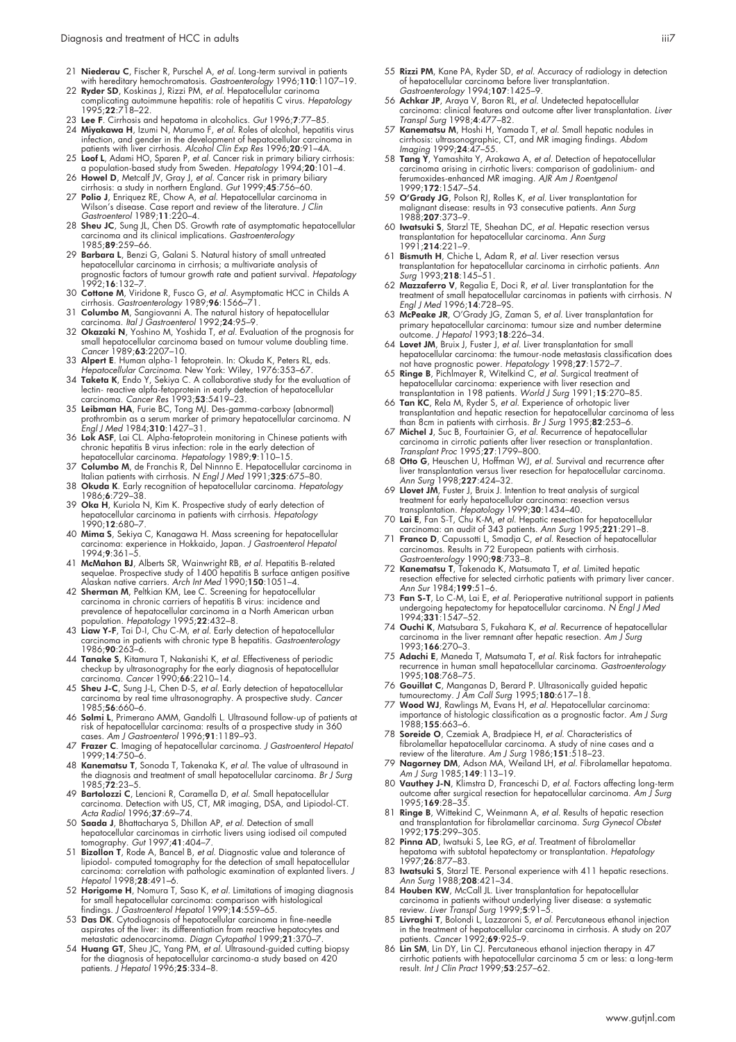21 **Niederau C**, Fischer R, Purschel A, *et al*. Long-term survival in patients with hereditary hemochromatosis. *Gastroenterology* 1996;**110**:1107–19.
22 **Ryder SD**, Koskinas J, Rizzi PM, *et al*. Hepatocellular carinoma complicating autoimmune hepatitis: role of hepatitis C virus. *Hepatology* 1995;**22**:718–22.
23 **Lee F**. Cirrhosis and hepatoma in alcoholics. *Gut* 1996;**7**:77–85.
24 **Miyakawa H**, Izumi N, Marumo F, *et al*. Roles of alcohol, hepatitis virus infection, and gender in the development of hepatocellular carcinoma in patients with liver cirrhosis. *Alcohol Clin Exp Res* 1996;**20**:91–4A.
25 **Loof L**, Adami HO, Sparen P, *et al*. Cancer risk in primary biliary cirrhosis: a population-based study from Sweden. *Hepatology* 1994;**20**:101–4.
26 **Howel D**, Metcalf JV, Gray J, *et al*. Cancer risk in primary biliary cirrhosis: a study in northern England. *Gut* 1999;**45**:756–60.
27 **Polio J**, Enriquez RE, Chow A, *et al*. Hepatocellular carcinoma in Wilson's disease. Case report and review of the literature. *J Clin Gastroenterol* 1989;**11**:220–4.
28 **Sheu JC**, Sung JL, Chen DS. Growth rate of asymptomatic hepatocellular carcinoma and its clinical implications. *Gastroenterology* 1985;**89**:259–66.
29 **Barbara L**, Benzi G, Galani S. Natural history of small untreated hepatocellular carcinoma in cirrhosis; a multivariate analysis of prognostic factors of tumour growth rate and patient survival. *Hepatology* 1992;**16**:132–7.
30 **Cottone M**, Viridone R, Fusco G, *et al*. Asymptomatic HCC in Childs A cirrhosis. *Gastroenterology* 1989;**96**:1566–71.
31 **Columbo M**, Sangiovanni A. The natural history of hepatocellular carcinoma. *Ital J Gastroenterol* 1992;**24**:95–9.
32 **Okazaki N**, Yoshino M, Yoshida T, *et al*. Evaluation of the prognosis for small hepatocellular carcinoma based on tumour volume doubling time. *Cancer* 1989;**63**:2207–10.
33 **Alpert E**. Human alpha-1 fetoprotein. In: Okuda K, Peters RL, eds. *Hepatocellular Carcinoma*. New York: Wiley, 1976:353–67.
34 **Taketa K**, Endo Y, Sekiya C. A collaborative study for the evaluation of lectin- reactive alpfa-fetoprotein in early detection of hepatocellular carcinoma. *Cancer Res* 1993;**53**:5419–23.
35 **Leibman HA**, Furie BC, Tong MJ. Des-gamma-carboxy (abnormal) prothrombin as a serum marker of primary hepatocellular carcinoma. *N Engl J Med* 1984;**310**:1427–31.
36 **Lok ASF**, Lai CL. Alpha-fetoprotein monitoring in Chinese patients with chronic hepatitis B virus infection: role in the early detection of hepatocellular carcinoma. *Hepatology* 1989;**9**:110–15.
37 **Columbo M**, de Franchis R, Del Ninnno E. Hepatocellular carcinoma in Italian patients with cirrhosis. *N Engl J Med* 1991;**325**:675–80.
38 **Okuda K**. Early recognition of hepatocellular carcinoma. *Hepatology* 1986;**6**:729–38.
39 **Oka H**, Kuriola N, Kim K. Prospective study of early detection of hepatocellular carcinoma in patients with cirrhosis. *Hepatology* 1990;**12**:680–7.
40 **Mima S**, Sekiya C, Kanagawa H. Mass screening for hepatocellular carcinoma: experience in Hokkaido, Japan. *J Gastroenterol Hepatol* 1994;**9**:361–5.
41 **McMahon BJ**, Alberts SR, Wainwright RB, *et al*. Hepatitis B-related sequelae. Prospective study of 1400 hepatitis B surface antigen positive Alaskan native carriers. *Arch Int Med* 1990;**150**:1051–4.
42 **Sherman M**, Peltkian KM, Lee C. Screening for hepatocellular carcinoma in chronic carriers of hepatitis B virus: incidence and prevalence of hepatocellular carcinoma in a North American urban population. *Hepatology* 1995;**22**:432–8.
43 **Liaw Y-F**, Tai D-I, Chu C-M, *et al*. Early detection of hepatocellular carcinoma in patients with chronic type B hepatitis. *Gastroenterology* 1986;**90**:263–6.
44 **Tanake S**, Kitamura T, Nakanishi K, *et al*. Effectiveness of periodic checkup by ultrasonography for the early diagnosis of hepatocellular carcinoma. *Cancer* 1990;**66**:2210–14.
45 **Sheu J-C**, Sung J-L, Chen D-S, *et al*. Early detection of hepatocellular carcinoma by real time ultrasonography. A prospective study. *Cancer* 1985;**56**:660–6.
46 **Solmi L**, Primerano AMM, Gandolfi L. Ultrasound follow-up of patients at risk of hepatocellular carcinoma: results of a prospective study in 360 cases. *Am J Gastroenterol* 1996;**91**:1189–93.
47 **Frazer C**. Imaging of hepatocellular carcinoma. *J Gastroenterol Hepatol* 1999;**14**:750–6.
48 **Kanematsu T**, Sonoda T, Takenaka K, *et al*. The value of ultrasound in the diagnosis and treatment of small hepatocellular carcinoma. *Br J Surg* 1985;**72**:23–5.
49 **Bartolozzi C**, Lencioni R, Caramella D, *et al*. Small hepatocellular carcinoma. Detection with US, CT, MR imaging, DSA, and Lipiodol-CT. *Acta Radiol* 1996;**37**:69–74.
50 **Saada J**, Bhattacharya S, Dhillon AP, *et al*. Detection of small hepatocellular carcinomas in cirrhotic livers using iodised oil computed tomography. *Gut* 1997;**41**:404–7.
51 **Bizollon T**, Rode A, Bancel B, *et al*. Diagnostic value and tolerance of lipiodol- computed tomography for the detection of small hepatocellular carcinoma: correlation with pathologic examination of explanted livers. *J Hepatol* 1998;**28**:491–6.
52 **Horigome H**, Nomura T, Saso K, *et al*. Limitations of imaging diagnosis for small hepatocellular carcinoma: comparison with histological findings. *J Gastroenterol Hepatol* 1999;**14**:559–65.
53 **Das DK**. Cytodiagnosis of hepatocellular carcinoma in fine-needle aspirates of the liver: its differentiation from reactive hepatocytes and metastatic adenocarcinoma. *Diagn Cytopathol* 1999;**21**:370–7.
54 **Huang GT**, Sheu JC, Yang PM, *et al*. Ultrasound-guided cutting biopsy for the diagnosis of hepatocellular carcinoma-a study based on 420 patients. *J Hepatol* 1996;**25**:334–8.
55 **Rizzi PM**, Kane PA, Ryder SD, *et al*. Accuracy of radiology in detection of hepatocellular carcinoma before liver transplantation. *Gastroenterology* 1994;**107**:1425–9.
56 **Achkar JP**, Araya V, Baron RL, *et al*. Undetected hepatocellular carcinoma: clinical features and outcome after liver transplantation. *Liver Transpl Surg* 1998;**4**:477–82.
57 **Kanematsu M**, Hoshi H, Yamada T, *et al*. Small hepatic nodules in cirrhosis: ultrasonographic, CT, and MR imaging findings. *Abdom Imaging* 1999;**24**:47–55.
58 **Tang Y**, Yamashita Y, Arakawa A, *et al*. Detection of hepatocellular carcinoma arising in cirrhotic livers: comparison of gadolinium- and ferumoxides-enhanced MR imaging. *AJR Am J Roentgenol* 1999;**172**:1547–54.
59 **O'Grady JG**, Polson RJ, Rolles K, *et al*. Liver transplantation for malignant disease: results in 93 consecutive patients. *Ann Surg* 1988;**207**:373–9.
60 **Iwatsuki S**, Starzl TE, Sheahan DC, *et al*. Hepatic resection versus transplantation for hepatocellular carcinoma. *Ann Surg* 1991;**214**:221–9.
61 **Bismuth H**, Chiche L, Adam R, *et al*. Liver resection versus transplantation for hepatocellular carcinoma in cirrhotic patients. *Ann Surg* 1993;**218**:145–51.
62 **Mazzaferro V**, Regalia E, Doci R, *et al*. Liver transplantation for the treatment of small hepatocellular carcinomas in patients with cirrhosis. *N Engl J Med* 1996;**14**:728–9S.
63 **McPeake JR**, O'Grady JG, Zaman S, *et al*. Liver transplantation for primary hepatocellular carcinoma: tumour size and number determine outcome. *J Hepatol* 1993;**18**:226–34.
64 **Lovet JM**, Bruix J, Fuster J, *et al*. Liver transplantation for small hepatocellular carcinoma: the tumour-node metastasis classification does not have prognostic power. *Hepatology* 1998;**27**:1572–7.
65 **Ringe B**, Pichlmayer R, Witelkind C, *et al*. Surgical treatment of hepatocellular carcinoma: experience with liver resection and transplantation in 198 patients. *World J Surg* 1991;**15**:270–85.
66 **Tan KC**, Rela M, Ryder S, *et al*. Experience of orhotopic liver transplantation and hepatic resection for hepatocellular carcinoma of less than 8cm in patients with cirrhosis. *Br J Surg* 1995;**82**:253–6.
67 **Michel J**, Suc B, Fourtainier G, *et al*. Recurrence of hepatocellular carcinoma in cirrotic patients after liver resection or transplantation. *Transplant Proc* 1995;**27**:1799–800.
68 **Otto G**, Heuschen U, Hoffman WJ, *et al*. Survival and recurrence after liver transplantation versus liver resection for hepatocellular carcinoma. *Ann Surg* 1998;**227**:424–32.
69 **Llovet JM**, Fuster J, Bruix J. Intention to treat analysis of surgical treatment for early hepatocellular carcinoma: resection versus transplantation. *Hepatology* 1999;**30**:1434–40.
70 **Lai E**, Fan S-T, Chu K-M, *et al*. Hepatic resection for hepatocellular carcinoma: an audit of 343 patients. *Ann Surg* 1995;**221**:291–8.
71 **Franco D**, Capussotti L, Smadja C, *et al*. Resection of hepatocellular carcinomas. Results in 72 European patients with cirrhosis. *Gastroenterology* 1990;**98**:733–8.
72 **Kanematsu T**, Takenada K, Matsumata T, *et al*. Limited hepatic resection effective for selected cirrhotic patients with primary liver cancer. *Ann Sur* 1984;**199**:51–6.
73 **Fan S-T**, Lo C-M, Lai E, *et al*. Perioperative nutritional support in patients undergoing hepatectomy for hepatocellular carcinoma. *N Engl J Med* 1994;**331**:1547–52.
74 **Ouchi K**, Matsubara S, Fukahara K, *et al*. Recurrence of hepatocellular carcinoma in the liver remnant after hepatic resection. *Am J Surg* 1993;**166**:270–3.
75 **Adachi E**, Maneda T, Matsumata T, *et al*. Risk factors for intrahepatic recurrence in human small hepatocellular carcinoma. *Gastroenterology* 1995;**108**:768–75.
76 **Gouillat C**, Manganas D, Berard P. Ultrasonically guided hepatic tumourectomy. *J Am Coll Surg* 1995;**180**:617–18.
77 **Wood WJ**, Rawlings M, Evans H, *et al*. Hepatocellular carcinoma: importance of histologic classification as a prognostic factor. *Am J Surg* 1988;**155**:663–6.
78 **Soreide O**, Czemiak A, Bradpiece H, *et al*. Characteristics of fibrolamellar hepatocellular carcinoma. A study of nine cases and a review of the literature. *Am J Surg* 1986;**151**:518–23.
79 **Nagorney DM**, Adson MA, Weiland LH, *et al*. Fibrolamellar hepatoma. *Am J Surg* 1985;**149**:113–19.
80 **Vauthey J-N**, Klimstra D, Franceschi D, *et al*. Factors affecting long-term outcome after surgical resection for hepatocellular carcinoma. *Am J Surg* 1995;**169**:28–35.
81 **Ringe B**, Wittekind C, Weinmann A, *et al*. Results of hepatic resection and transplantation for fibrolamellar carcinoma. *Surg Gynecol Obstet* 1992;**175**:299–305.
82 **Pinna AD**, Iwatsuki S, Lee RG, *et al*. Treatment of fibrolamellar hepatoma with subtotal hepatectomy or transplantation. *Hepatology* 1997;**26**:877–83.
83 **Iwatsuki S**, Starzl TE. Personal experience with 411 hepatic resections. *Ann Surg* 1988;**208**:421–34.
84 **Houben KW**, McCall JL. Liver transplantation for hepatocellular carcinoma in patients without underlying liver disease: a systematic review. *Liver Transpl Surg* 1999;**5**:91–5.
85 **Livraghi T**, Bolondi L, Lazzaroni S, *et al*. Percutaneous ethanol injection in the treatment of hepatocellular carcinoma in cirrhosis. A study on 207 patients. *Cancer* 1992;**69**:925–9.
86 **Lin SM**, Lin DY, Lin CJ. Percutaneous ethanol injection therapy in 47 cirrhotic patients with hepatocellular carcinoma 5 cm or less: a long-term result. *Int J Clin Pract* 1999;**53**:257–62.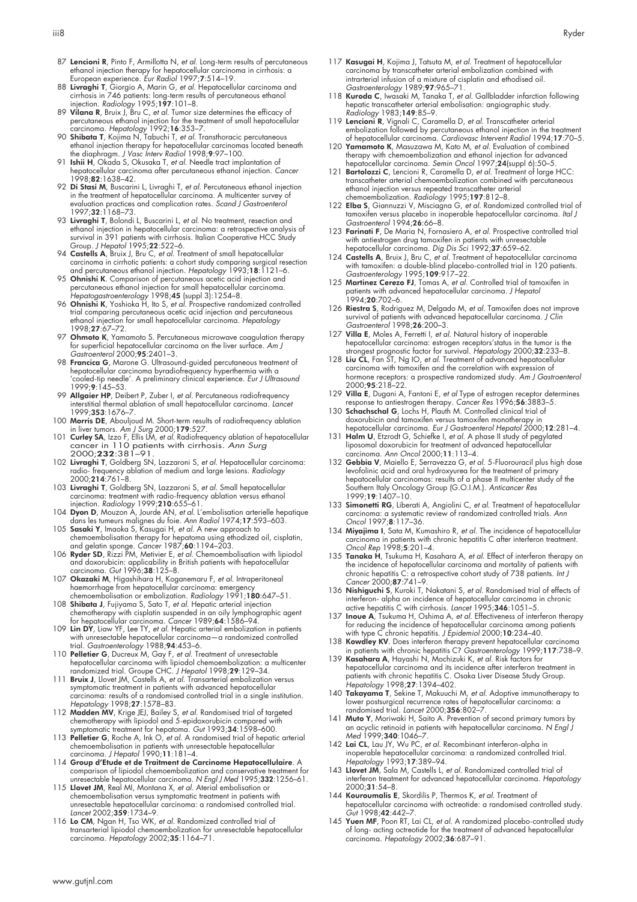87 **Lencioni R**, Pinto F, Armillotta N, *et al.* Long-term results of percutaneous ethanol injection therapy for hepatocellular carcinoma in cirrhosis: a European experience. *Eur Radiol* 1997;**7**:514–19.

88 **Livraghi T**, Giorgio A, Marin G, *et al.* Hepatocellular carcinoma and cirrhosis in 746 patients: long-term results of percutaneous ethanol injection. *Radiology* 1995;**197**:101–8.

89 **Vilana R**, Bruix J, Bru C, *et al.* Tumor size determines the efficacy of percutaneous ethanol injection for the treatment of small hepatocellular carcinoma. *Hepatology* 1992;**16**:353–7.

90 **Shibata T**, Kojima N, Tabuchi T, *et al.* Transthoracic percutaneous ethanol injection therapy for hepatocellular carcinomas located beneath the diaphragm. *J Vasc Interv Radiol* 1998;**9**:97–100.

91 **Ishii H**, Okada S, Okusaka T, *et al.* Needle tract implantation of hepatocellular carcinoma after percutaneous ethanol injection. *Cancer* 1998;**82**:1638–42.

92 **Di Stasi M**, Buscarini L, Livraghi T, *et al.* Percutaneous ethanol injection in the treatment of hepatocellular carcinoma. A multicenter survey of evaluation practices and complication rates. *Scand J Gastroenterol* 1997;**32**:1168–73.

93 **Livraghi T**, Bolondi L, Buscarini L, *et al.* No treatment, resection and ethanol injection in hepatocellular carcinoma: a retrospective analysis of survival in 391 patients with cirrhosis. Italian Cooperative HCC Study Group. *J Hepatol* 1995;**22**:522–6.

94 **Castells A**, Bruix J, Bru C, *et al.* Treatment of small hepatocellular carcinoma in cirrhotic patients: a cohort study comparing surgical resection and percutaneous ethanol injection. *Hepatology* 1993;**18**:1121–6.

95 **Ohnishi K**. Comparison of percutaneous acetic acid injection and percutaneous ethanol injection for small hepatocellular carcinoma. *Hepatogastroenterology* 1998;**45** (suppl 3):1254–8.

96 **Ohnishi K**, Yoshioka H, Ito S, *et al.* Prospective randomized controlled trial comparing percutaneous acetic acid injection and percutaneous ethanol injection for small hepatocellular carcinoma. *Hepatology* 1998;**27**:67–72.

97 **Ohmoto K**, Yamamoto S. Percutaneous microwave coagulation therapy for superficial hepatocellular carcinoma on the liver surface. *Am J Gastroenterol* 2000;**95**:2401–3.

98 **Francica G**, Marone G. Ultrasound-guided percutaneous treatment of hepatocellular carcinoma byradiofrequency hyperthermia with a 'cooled-tip needle'. A preliminary clinical experience. *Eur J Ultrasound* 1999;**9**:145–53.

99 **Allgaier HP**, Deibert P, Zuber I, *et al.* Percutaneous radiofrequency interstitial thermal ablation of small hepatocellular carcinoma. *Lancet* 1999;**353**:1676–7.

100 **Morris DE**, Abouljoud M. Short-term results of radiofrequency ablation in liver tumors. *Am J Surg* 2000;**179**:527.

101 **Curley SA**, Izzo F, Ellis LM, *et al.* Radiofrequency ablation of hepatocellular cancer in 110 patients with cirrhosis. *Ann Surg* 2000;**232**:381–91.

102 **Livraghi T**, Goldberg SN, Lazzaroni S, *et al.* Hepatocellular carcinoma: radio- frequency ablation of medium and large lesions. *Radiology* 2000;**214**:761–8.

103 **Livraghi T**, Goldberg SN, Lazzaroni S, *et al.* Small hepatocellular carcinoma: treatment with radio-frequency ablation versus ethanol injection. *Radiology* 1999;**210**:655–61.

104 **Dyon D**, Mouzon A, Jourde AN, *et al.* L'embolisation arterielle hepatique dans les tumeurs malignes du foie. *Ann Radiol* 1974;**17**:593–603.

105 **Sasaki Y**, Imaoka S, Kasugai H, *et al.* A new approach to chemoembolisation therapy for hepatoma using ethodized oil, cisplatin, and gelatin sponge. *Cancer* 1987;**60**:1194–203.

106 **Ryder SD**, Rizzi PM, Metivier E, *et al.* Chemoembolisation with lipiodol and doxorubicin: applicability in British patients with hepatocellular carcinoma. *Gut* 1996;**38**:125–8.

107 **Okazaki M**, Higashihara H, Koganemaru F, *et al.* Intraperitoneal haemorrhage from hepatocellular carcinoma: emergency chemoembolisation or embolization. *Radiology* 1991;**180**:647–51.

108 **Shibata J**, Fujiyama S, Sato T, *et al.* Hepatic arterial injection chemotherapy with cisplatin suspended in an oily lymphographic agent for hepatocellular carcinoma. *Cancer* 1989;**64**:1586–94.

109 **Lin DY**, Liaw YF, Lee TY, *et al.* Hepatic arterial embolization in patients with unresectable hepatocellular carcinoma—a randomized controlled trial. *Gastroenterology* 1988;**94**:453–6.

110 **Pelletier G**, Ducreux M, Gay F, *et al.* Treatment of unresectable hepatocellular carcinoma with lipiodol chemoembolization: a multicenter randomized trial. Groupe CHC. *J Hepatol* 1998;**29**:129–34.

111 **Bruix J**, Llovet JM, Castells A, *et al.* Transarterial embolization versus symptomatic treatment in patients with advanced hepatocellular carcinoma: results of a randomised controlled trial in a single institution. *Hepatology* 1998;**27**:1578–83.

112 **Madden MV**, Krige JEJ, Bailey S, *et al.* Randomised trial of targeted chemotherapy with lipiodol and 5-epidoxorubicin compared with symptomatic treatment for hepatoma. *Gut* 1993;**34**:1598–600.

113 **Pelletier G**, Roche A, Ink O, *et al.* A randomised trial of hepatic arterial chemoembolisation in patients with unresectable hepatocellular carcinoma. *J Hepatol* 1990;**11**:181–4.

114 **Group d'Etude et de Traitment de Carcinome Hepatocellulaire**. A comparison of lipiodol chemoembolization and conservative treatment for unresectable hepatocellular carcinoma. *N Engl J Med* 1995;**332**:1256–61.

115 **Llovet JM**, Real MI, Montana X, *et al.* Arterial embolisation or chemoembolisation versus symptomatic treatment in patients with unresectable hepatocellular carcinoma: a randomised controlled trial. *Lancet* 2002;**359**:1734–9.

116 **Lo CM**, Ngan H, Tso WK, *et al.* Randomized controlled trial of transarterial lipiodol chemoembolization for unresectable hepatocellular carcinoma. *Hepatology* 2002;**35**:1164–71.

117 **Kasugai H**, Kojima J, Tatsuta M, *et al.* Treatment of hepatocellular carcinoma by transcatheter arterial embolization combined with intrarterial infusion of a mixture of cisplatin and ethodised oil. *Gastroenterology* 1989;**97**:965–71.

118 **Kuroda C**, Iwasaki M, Tanaka T, *et al.* Gallbladder infarction following hepatic transcatheter arterial embolisation: angiographic study. *Radiology* 1983;**149**:85–9.

119 **Lencioni R**, Vignali C, Caramella D, *et al.* Transcatheter arterial embolization followed by percutaneous ethanol injection in the treatment of hepatocellular carcinoma. *Cardiovasc Intervent Radiol* 1994;**17**:70–5.

120 **Yamamoto K**, Masuzawa M, Kato M, *et al.* Evaluation of combined therapy with chemoembolization and ethanol injection for advanced hepatocellular carcinoma. *Semin Oncol* 1997;**24**(suppl 6):50–5.

121 **Bartolozzi C**, Lencioni R, Caramella D, *et al.* Treatment of large HCC: transcatheter arterial chemoembolization combined with percutaneous ethanol injection versus repeated transcatheter arterial chemoembolization. *Radiology* 1995;**197**:812–8.

122 **Elba S**, Giannuzzi V, Misciagna G, *et al.* Randomized controlled trial of tamoxifen versus placebo in inoperable hepatocellular carcinoma. *Ital J Gastroenterol* 1994;**26**:66–8.

123 **Farinati F**, De Maria N, Fornasiero A, *et al.* Prospective controlled trial with antiestrogen drug tamoxifen in patients with unresectable hepatocellular carcinoma. *Dig Dis Sci* 1992;**37**:659–62.

124 **Castells A**, Bruix J, Bru C, *et al.* Treatment of hepatocellular carcinoma with tamoxifen: a double-blind placebo-controlled trial in 120 patients. *Gastroenterology* 1995;**109**:917–22.

125 **Martinez Cerezo FJ**, Tomas A, *et al.* Controlled trial of tamoxifen in patients with advanced hepatocellular carcinoma. *J Hepatol* 1994;**20**:702–6.

126 **Riestra S**, Rodriguez M, Delgado M, *et al.* Tamoxifen does not improve survival of patients with advanced hepatocellular carcinoma. *J Clin Gastroenterol* 1998;**26**:200–3.

127 **Villa E**, Moles A, Ferretti I, *et al.* Natural history of inoperable hepatocellular carcinoma: estrogen receptors'status in the tumor is the strongest prognostic factor for survival. *Hepatology* 2000;**32**:233–8.

128 **Liu CL**, Fan ST, Ng IO, *et al.* Treatment of advanced hepatocellular carcinoma with tamoxifen and the correlation with expression of hormone receptors: a prospective randomized study. *Am J Gastroenterol* 2000;**95**:218–22.

129 **Villa E**, Dugani A, Fantoni E, *et al* Type of estrogen receptor determines response to antiestrogen therapy. *Cancer Res* 1996;**56**:3883–5.

130 **Schachschal G**, Lochs H, Plauth M. Controlled clinical trial of doxorubicin and tamoxifen versus tamoxifen monotherapy in hepatocellular carcinoma. *Eur J Gastroenterol Hepatol* 2000;**12**:281–4.

131 **Halm U**, Etzrodt G, Schiefke I, *et al.* A phase II study of pegylated liposomal doxorubicin for treatment of advanced hepatocellular carcinoma. *Ann Oncol* 2000;**11**:113–4.

132 **Gebbia V**, Maiello E, Serravezza G, *et al.* 5-Fluorouracil plus high dose levofolinic acid and oral hydroxyurea for the treatment of primary hepatocellular carcinomas: results of a phase II multicenter study of the Southern Italy Oncology Group (G.O.I.M.). *Anticancer Res* 1999;**19**:1407–10.

133 **Simonetti RG**, Liberati A, Angiolini C, *et al.* Treatment of hepatocellular carcinoma: a systematic review of randomized controlled trials. *Ann Oncol* 1997;**8**:117–36.

134 **Miyajima I**, Sata M, Kumashiro R, *et al.* The incidence of hepatocellular carcinoma in patients with chronic hepatitis C after interferon treatment. *Oncol Rep* 1998;**5**:201–4.

135 **Tanaka H**, Tsukuma H, Kasahara A, *et al.* Effect of interferon therapy on the incidence of hepatocellular carcinoma and mortality of patients with chronic hepatitis C: a retrospective cohort study of 738 patients. *Int J Cancer* 2000;**87**:741–9.

136 **Nishiguchi S**, Kuroki T, Nakatani S, *et al.* Randomised trial of effects of interferon- alpha on incidence of hepatocellular carcinoma in chronic active hepatitis C with cirrhosis. *Lancet* 1995;**346**:1051–5.

137 **Inoue A**, Tsukuma H, Oshima A, *et al.* Effectiveness of interferon therapy for reducing the incidence of hepatocellular carcinoma among patients with type C chronic hepatitis. *J Epidemiol* 2000;**10**:234–40.

138 **Kowdley KV**. Does interferon therapy prevent hepatocellular carcinoma in patients with chronic hepatitis C? *Gastroenterology* 1999;**117**:738–9.

139 **Kasahara A**, Hayashi N, Mochizuki K, *et al.* Risk factors for hepatocellular carcinoma and its incidence after interferon treatment in patients with chronic hepatitis C. Osaka Liver Disease Study Group. *Hepatology* 1998;**27**:1394–402.

140 **Takayama T**, Sekine T, Makuuchi M, *et al.* Adoptive immunotherapy to lower postsurgical recurrence rates of hepatocellular carcinoma: a randomised trial. *Lancet* 2000;**356**:802–7.

141 **Muto Y**, Moriwaki H, Saito A. Prevention of second primary tumors by an acyclic retinoid in patients with hepatocellular carcinoma. *N Engl J Med* 1999;**340**:1046–7.

142 **Lai CL**, Lau JY, Wu PC, *et al.* Recombinant interferon-alpha in inoperable hepatocellular carcinoma: a randomized controlled trial. *Hepatology* 1993;**17**:389–94.

143 **Llovet JM**, Sala M, Castells L, *et al.* Randomized controlled trial of interferon treatment for advanced hepatocellular carcinoma. *Hepatology* 2000;**31**:54–8.

144 **Kouroumalis E**, Skordilis P, Thermos K, *et al.* Treatment of hepatocellular carcinoma with octreotide: a randomised controlled study. *Gut* 1998;**42**:442–7.

145 **Yuen MF**, Poon RT, Lai CL, *et al.* A randomized placebo-controlled study of long- acting octreotide for the treatment of advanced hepatocellular carcinoma. *Hepatology* 2002;**36**:687–91.